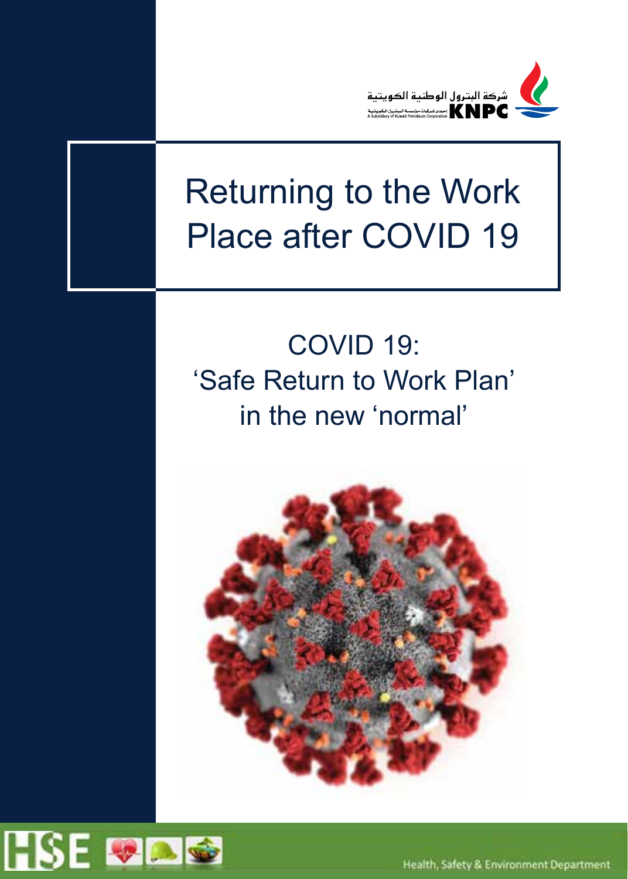شركة البترول الوطنية الكويتية

KNPC

A Subsidiary of Kuwait Petroleum Corporation

# Returning to the Work Place after COVID 19

## COVID 19: 'Safe Return to Work Plan' in the new 'normal'

HSE

Health, Safety & Environment Department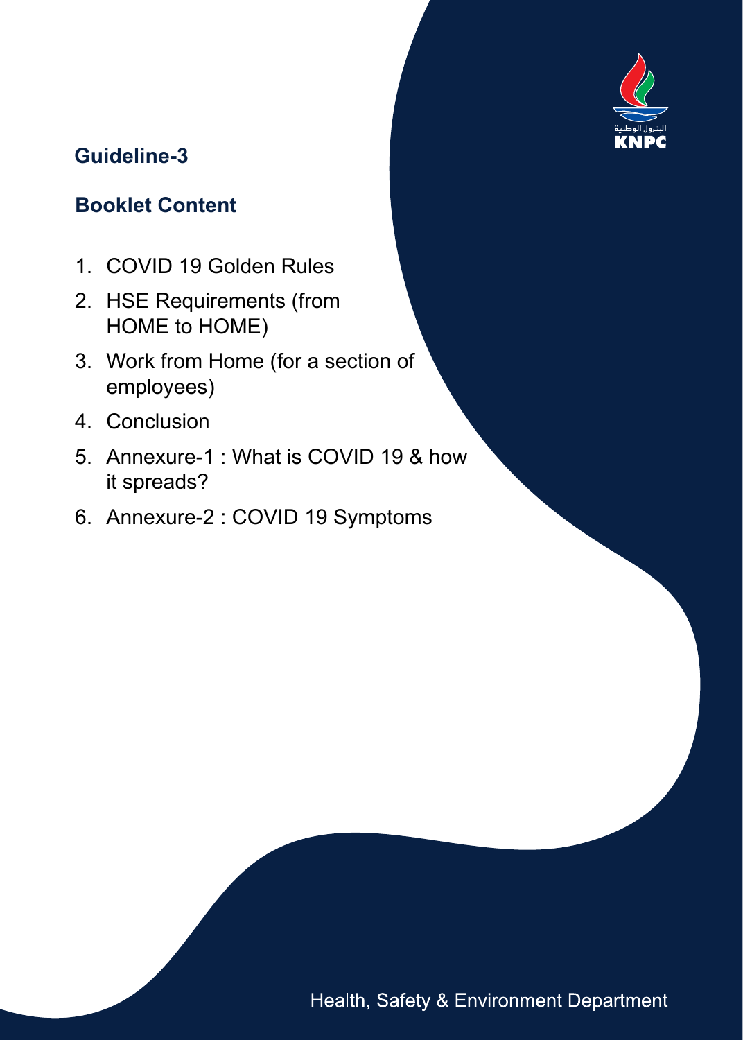## Guideline-3

## Booklet Content

1. COVID 19 Golden Rules
2. HSE Requirements (from HOME to HOME)
3. Work from Home (for a section of employees)
4. Conclusion
5. Annexure-1 : What is COVID 19 & how it spreads?
6. Annexure-2 : COVID 19 Symptoms

Health, Safety & Environment Department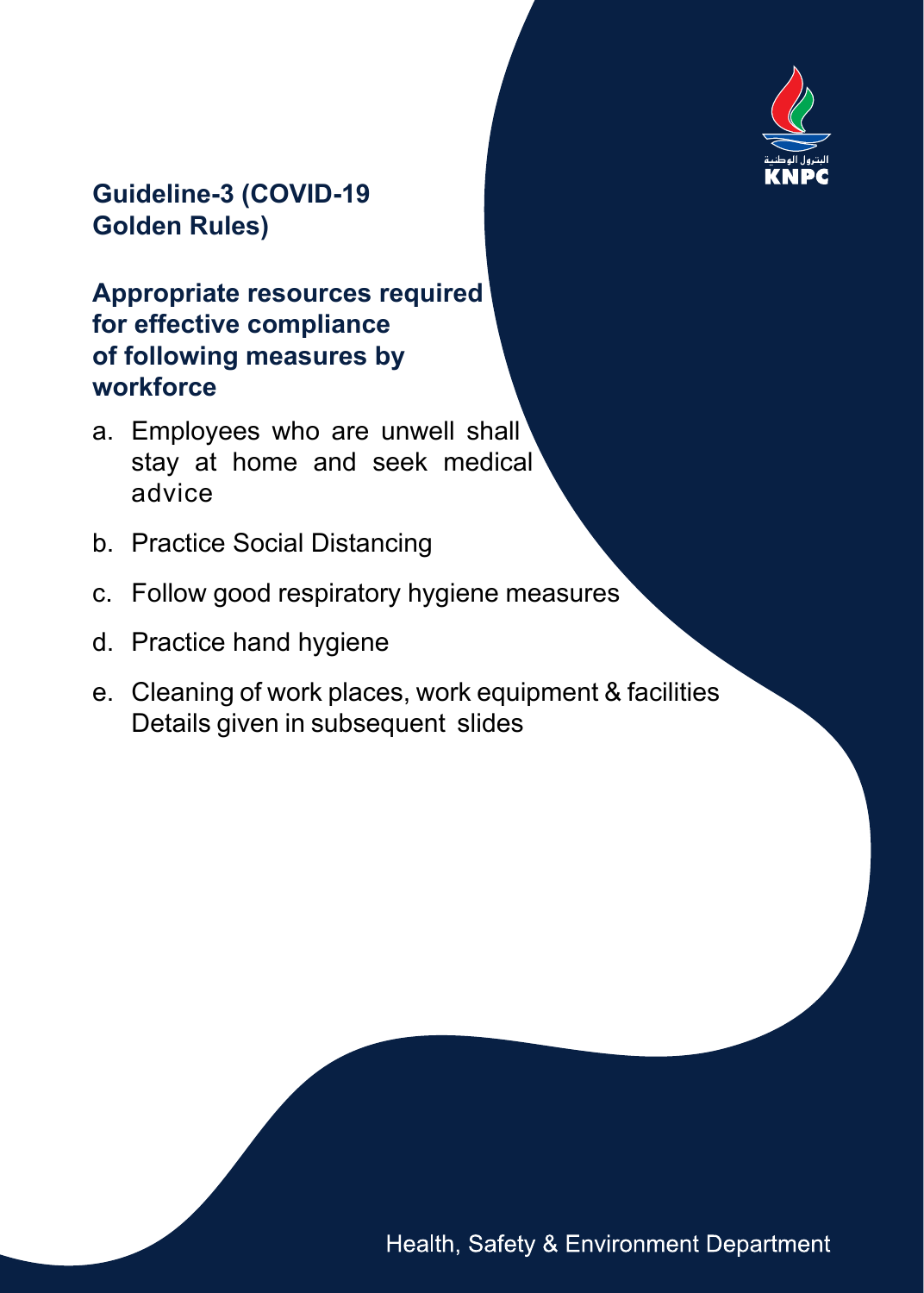## Guideline-3 (COVID-19 Golden Rules)

### Appropriate resources required for effective compliance of following measures by workforce

a. Employees who are unwell shall stay at home and seek medical advice

b. Practice Social Distancing

c. Follow good respiratory hygiene measures

d. Practice hand hygiene

e. Cleaning of work places, work equipment & facilities Details given in subsequent slides

Health, Safety & Environment Department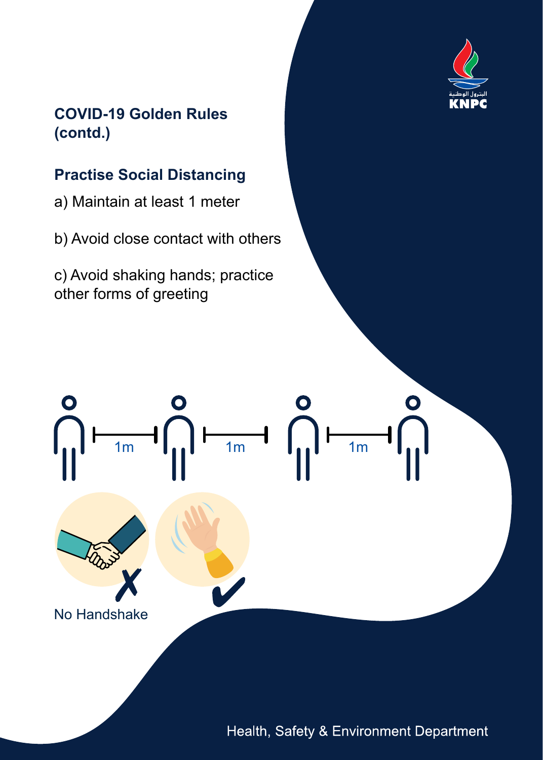## COVID-19 Golden Rules (contd.)

### Practise Social Distancing

a) Maintain at least 1 meter

b) Avoid close contact with others

c) Avoid shaking hands; practice other forms of greeting

1m 1m 1m

No Handshake

Health, Safety & Environment Department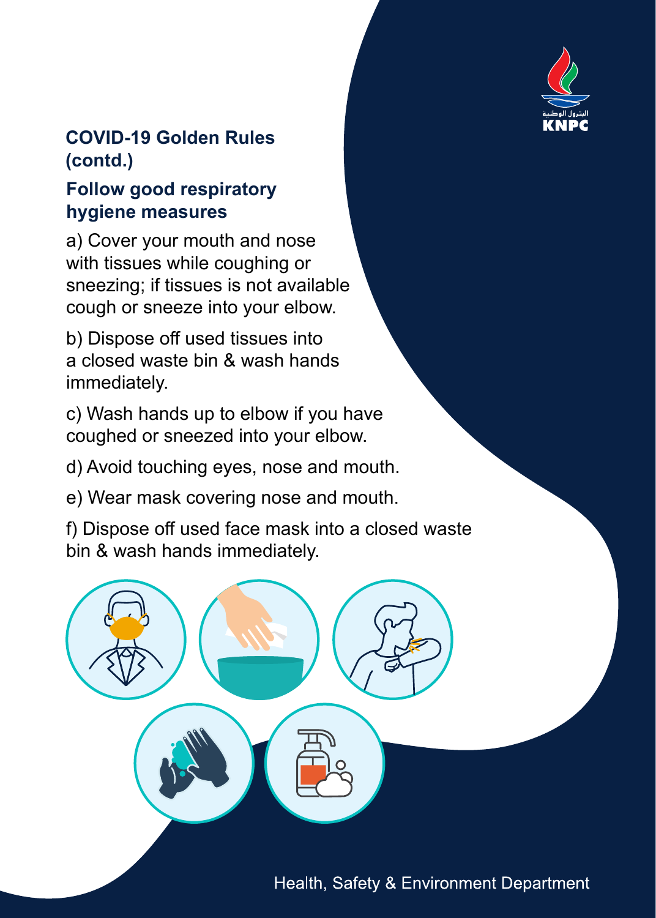## COVID-19 Golden Rules (contd.)

### Follow good respiratory hygiene measures

a) Cover your mouth and nose with tissues while coughing or sneezing; if tissues is not available cough or sneeze into your elbow.

b) Dispose off used tissues into a closed waste bin & wash hands immediately.

c) Wash hands up to elbow if you have coughed or sneezed into your elbow.

d) Avoid touching eyes, nose and mouth.

e) Wear mask covering nose and mouth.

f) Dispose off used face mask into a closed waste bin & wash hands immediately.

Health, Safety & Environment Department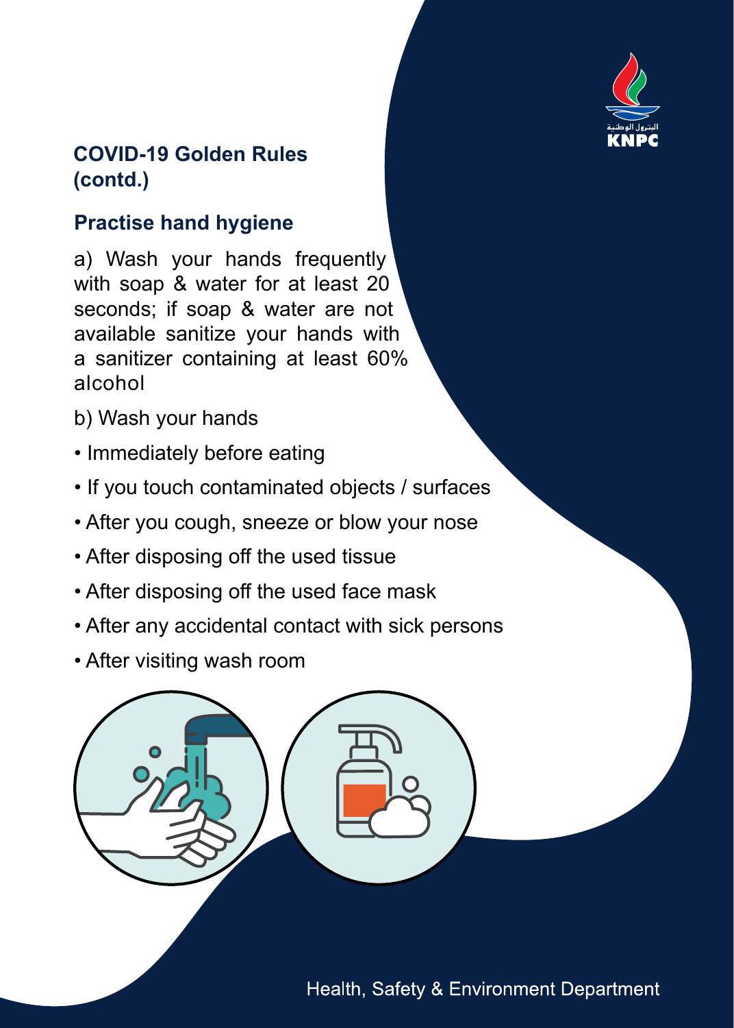## COVID-19 Golden Rules (contd.)

### Practise hand hygiene

a) Wash your hands frequently with soap & water for at least 20 seconds; if soap & water are not available sanitize your hands with a sanitizer containing at least 60% alcohol

b) Wash your hands

- Immediately before eating
- If you touch contaminated objects / surfaces
- After you cough, sneeze or blow your nose
- After disposing off the used tissue
- After disposing off the used face mask
- After any accidental contact with sick persons
- After visiting wash room

Health, Safety & Environment Department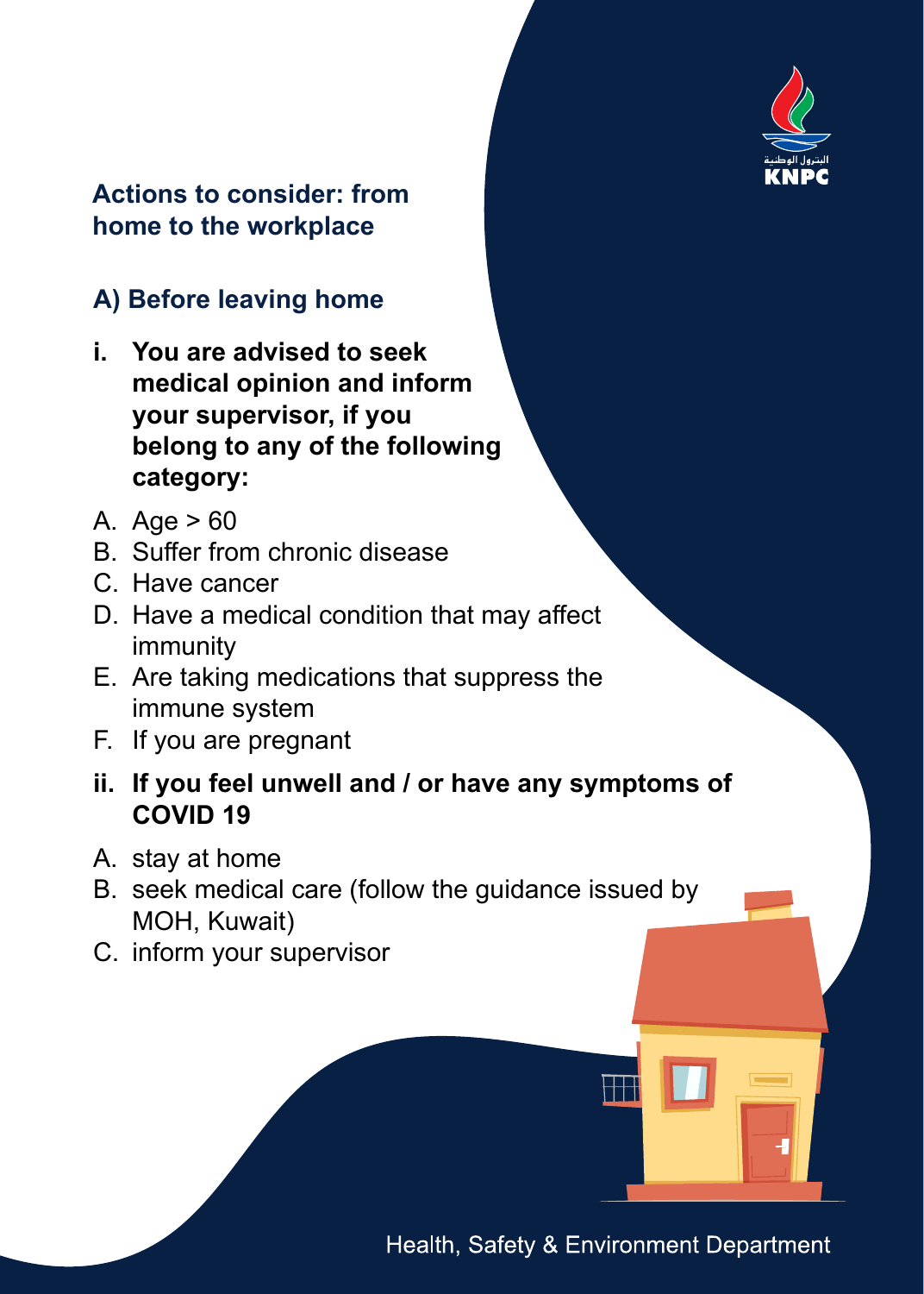## Actions to consider: from home to the workplace

### A) Before leaving home

**i. You are advised to seek medical opinion and inform your supervisor, if you belong to any of the following category:**

A. Age > 60
B. Suffer from chronic disease
C. Have cancer
D. Have a medical condition that may affect immunity
E. Are taking medications that suppress the immune system
F. If you are pregnant

**ii. If you feel unwell and / or have any symptoms of COVID 19**

A. stay at home
B. seek medical care (follow the guidance issued by MOH, Kuwait)
C. inform your supervisor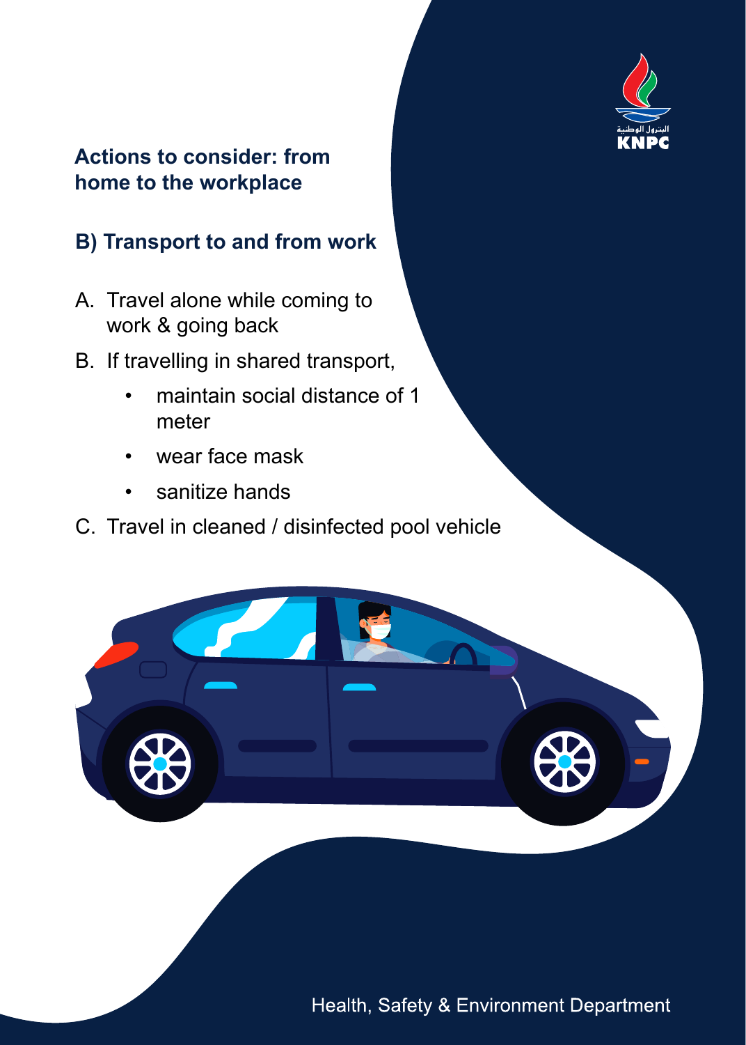## Actions to consider: from home to the workplace

### B) Transport to and from work

A. Travel alone while coming to work & going back

B. If travelling in shared transport,
   - maintain social distance of 1 meter
   - wear face mask
   - sanitize hands

C. Travel in cleaned / disinfected pool vehicle

Health, Safety & Environment Department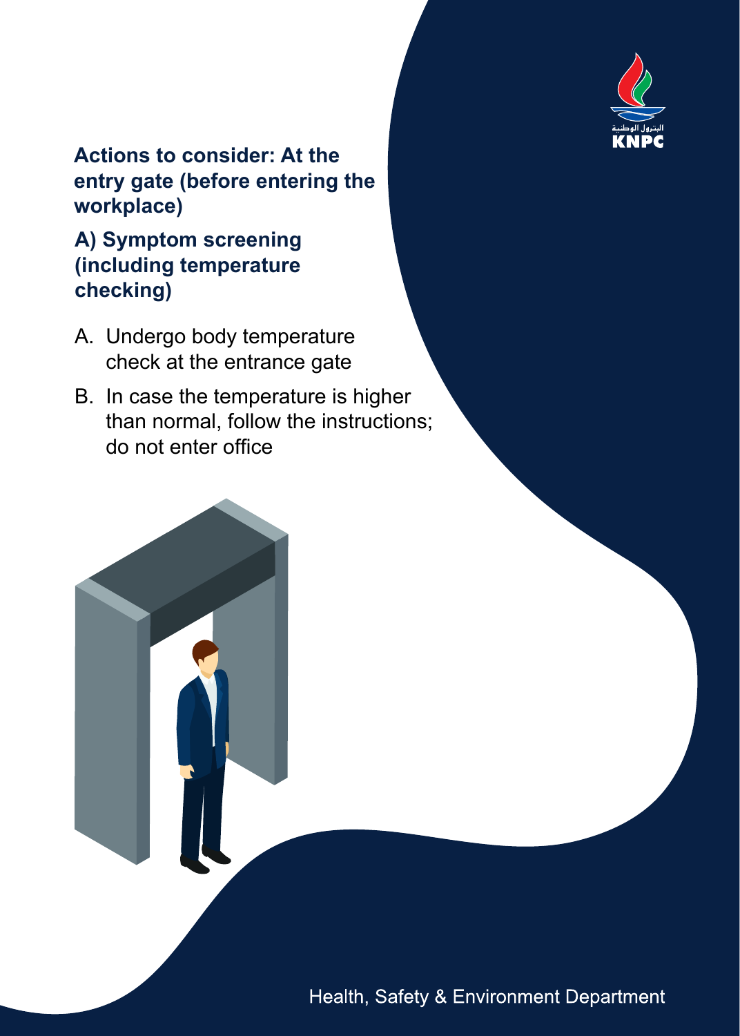## Actions to consider: At the entry gate (before entering the workplace)

### A) Symptom screening (including temperature checking)

A. Undergo body temperature check at the entrance gate

B. In case the temperature is higher than normal, follow the instructions; do not enter office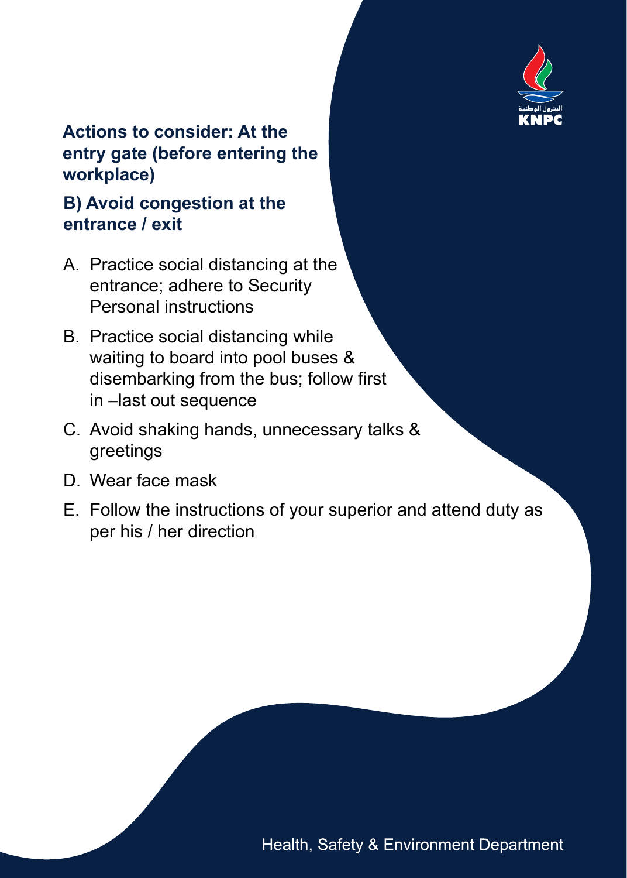## Actions to consider: At the entry gate (before entering the workplace)

### B) Avoid congestion at the entrance / exit

A. Practice social distancing at the entrance; adhere to Security Personal instructions

B. Practice social distancing while waiting to board into pool buses & disembarking from the bus; follow first in –last out sequence

C. Avoid shaking hands, unnecessary talks & greetings

D. Wear face mask

E. Follow the instructions of your superior and attend duty as per his / her direction

Health, Safety & Environment Department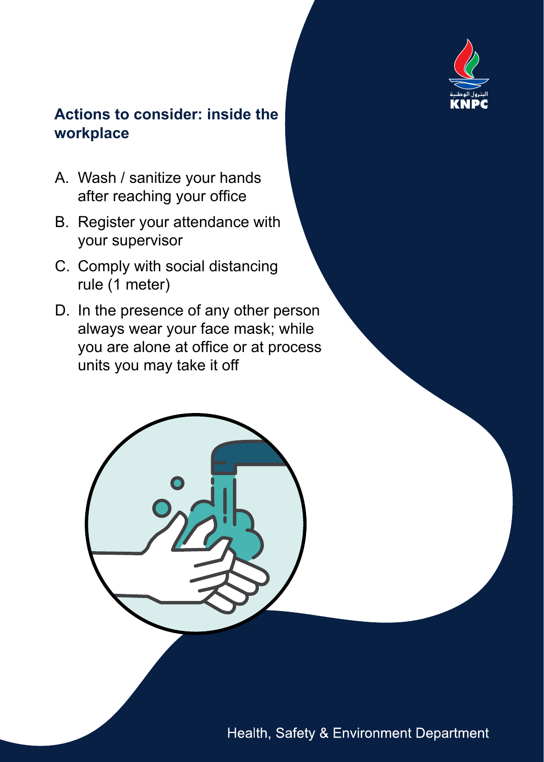## Actions to consider: inside the workplace

A. Wash / sanitize your hands after reaching your office

B. Register your attendance with your supervisor

C. Comply with social distancing rule (1 meter)

D. In the presence of any other person always wear your face mask; while you are alone at office or at process units you may take it off

Health, Safety & Environment Department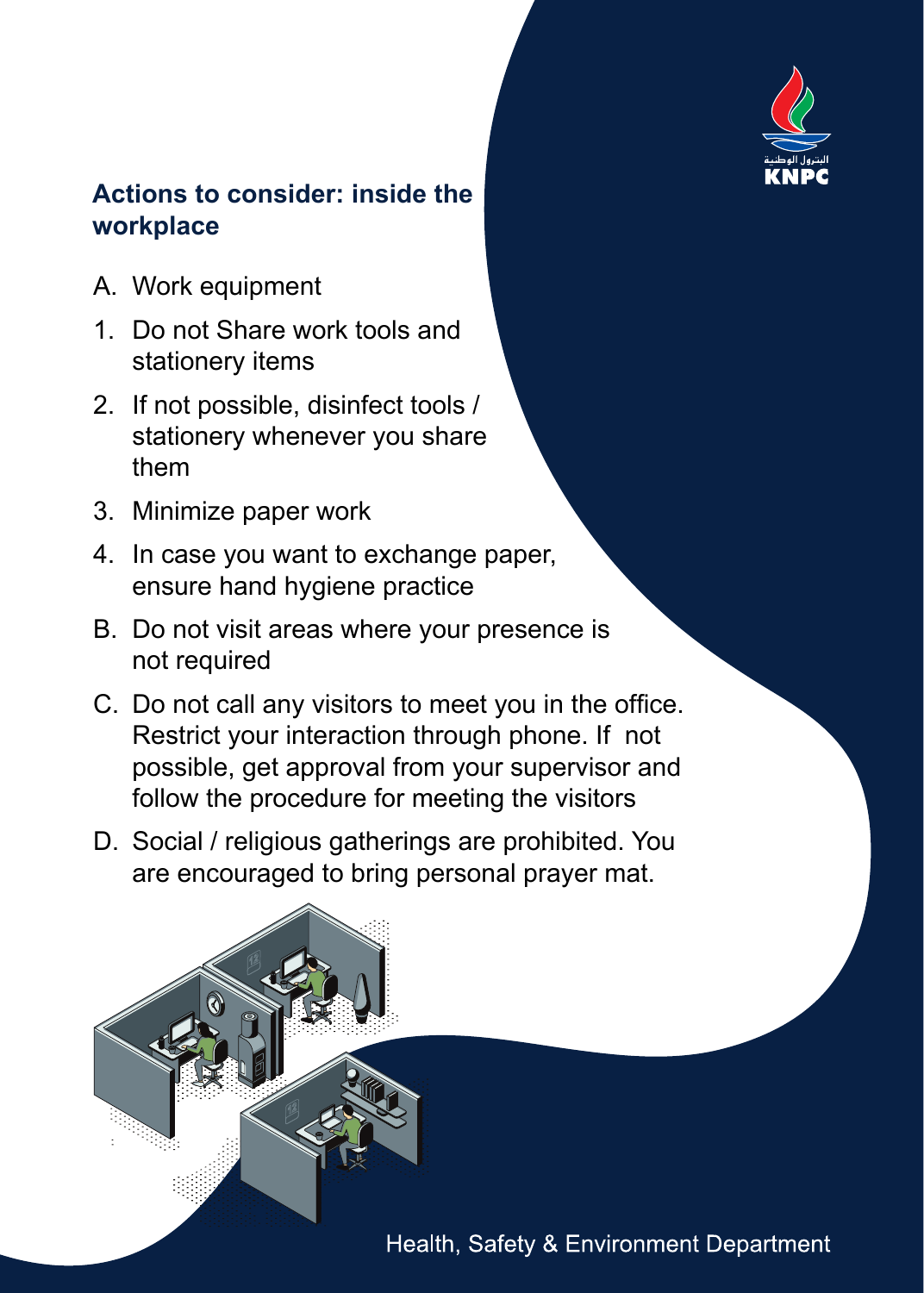## Actions to consider: inside the workplace

A. Work equipment

1. Do not Share work tools and stationery items
2. If not possible, disinfect tools / stationery whenever you share them
3. Minimize paper work
4. In case you want to exchange paper, ensure hand hygiene practice

B. Do not visit areas where your presence is not required

C. Do not call any visitors to meet you in the office. Restrict your interaction through phone. If not possible, get approval from your supervisor and follow the procedure for meeting the visitors

D. Social / religious gatherings are prohibited. You are encouraged to bring personal prayer mat.

Health, Safety & Environment Department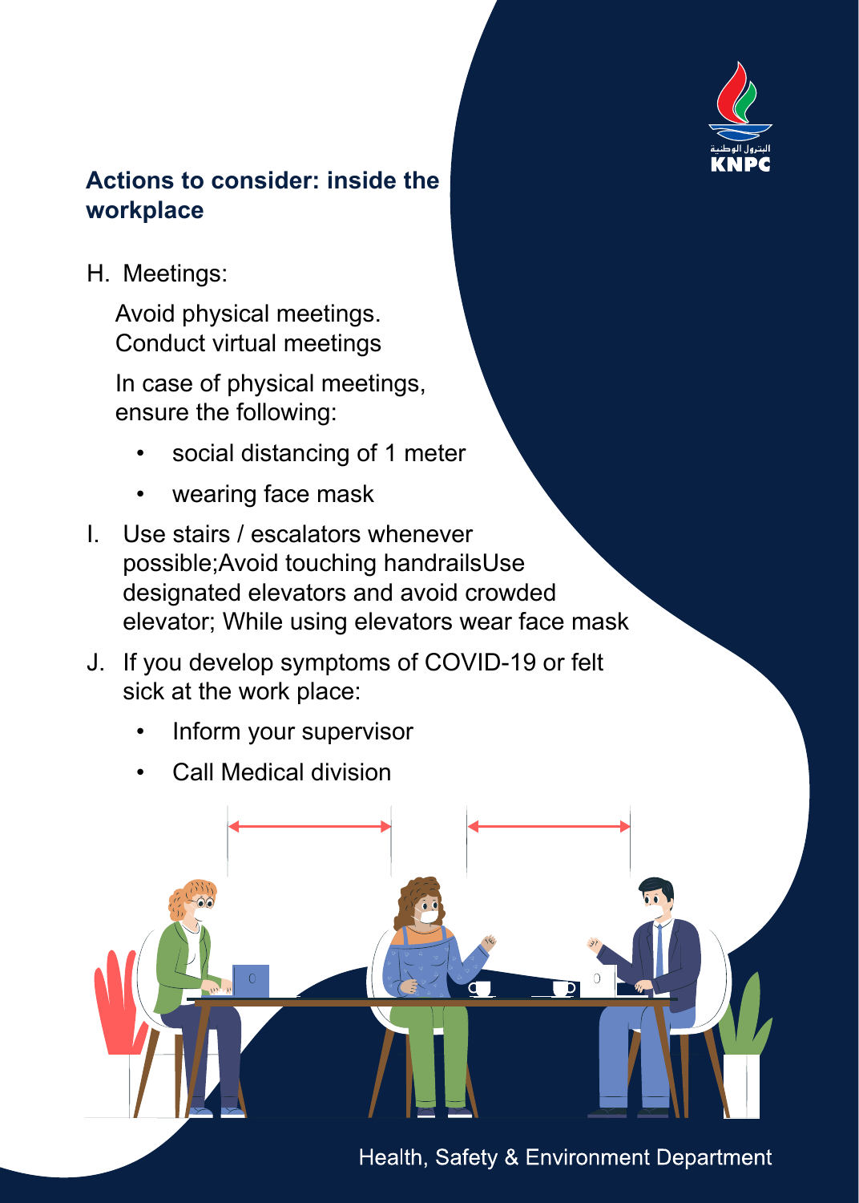## Actions to consider: inside the workplace

H. Meetings:

Avoid physical meetings. Conduct virtual meetings

In case of physical meetings, ensure the following:

- social distancing of 1 meter
- wearing face mask

I. Use stairs / escalators whenever possible;Avoid touching handrailsUse designated elevators and avoid crowded elevator; While using elevators wear face mask

J. If you develop symptoms of COVID-19 or felt sick at the work place:

- Inform your supervisor
- Call Medical division

Health, Safety & Environment Department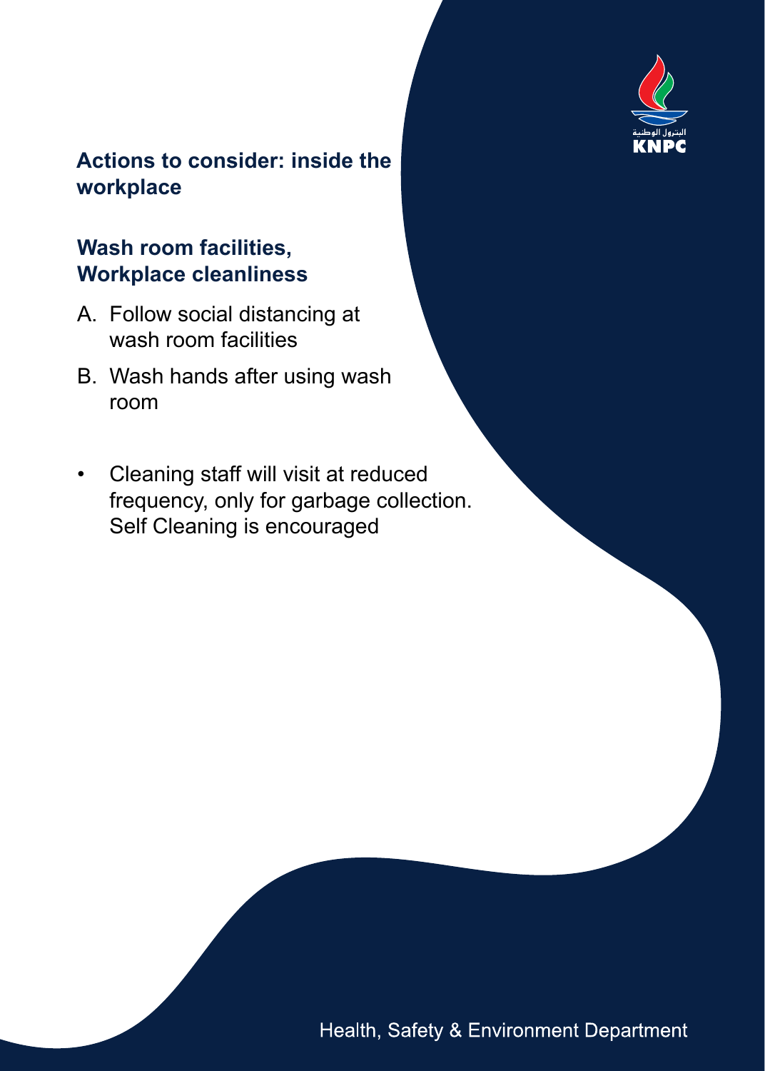## Actions to consider: inside the workplace

### Wash room facilities, Workplace cleanliness

A. Follow social distancing at wash room facilities

B. Wash hands after using wash room

- Cleaning staff will visit at reduced frequency, only for garbage collection. Self Cleaning is encouraged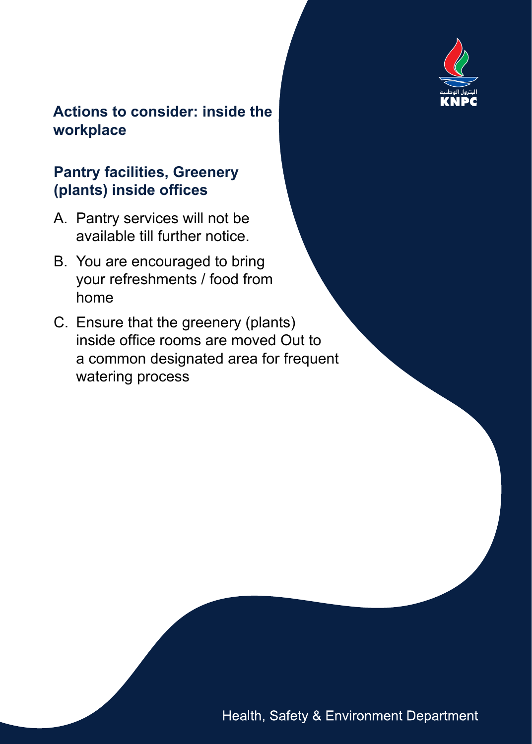## Actions to consider: inside the workplace

### Pantry facilities, Greenery (plants) inside offices

A. Pantry services will not be available till further notice.

B. You are encouraged to bring your refreshments / food from home

C. Ensure that the greenery (plants) inside office rooms are moved Out to a common designated area for frequent watering process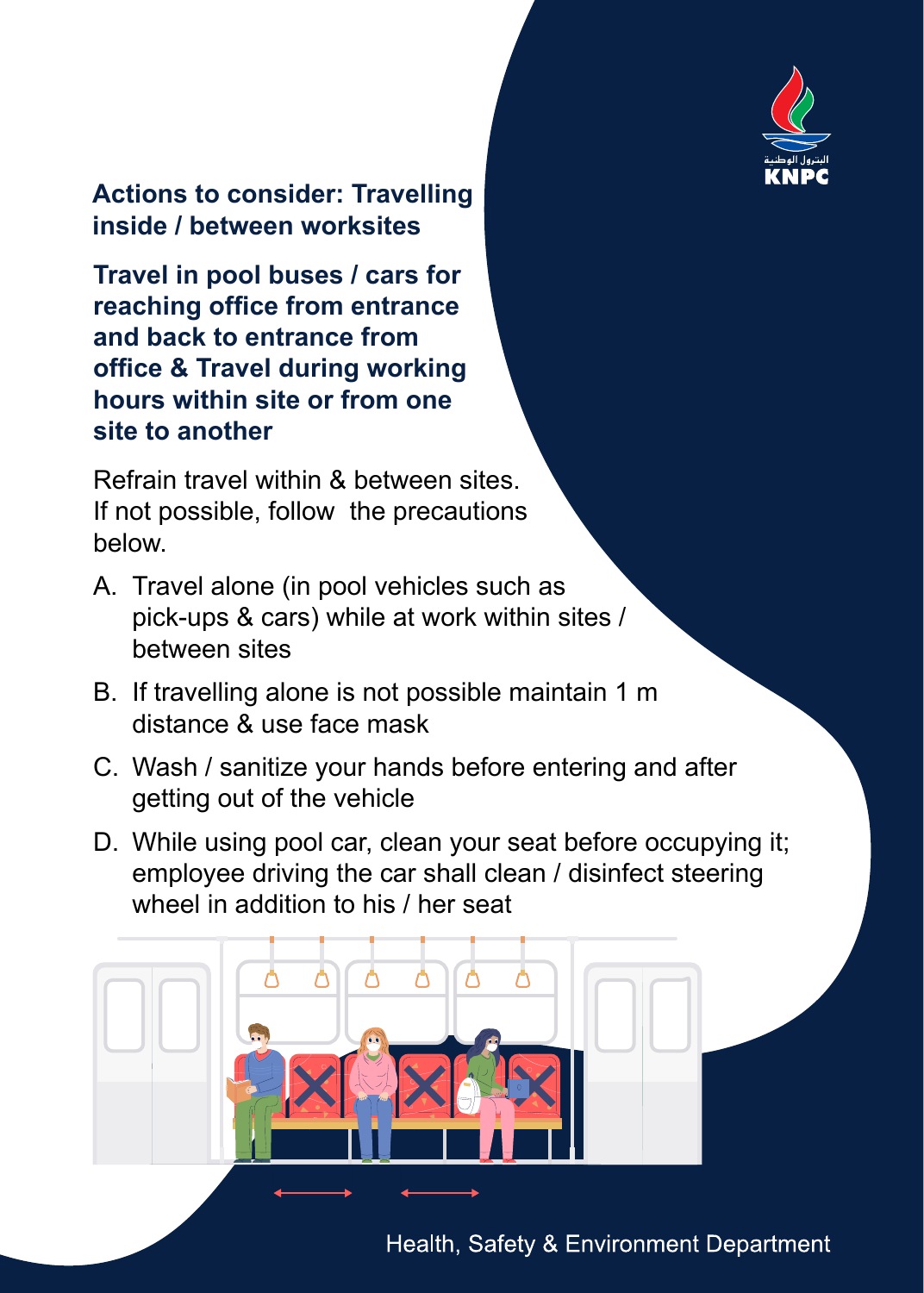## Actions to consider: Travelling inside / between worksites

### Travel in pool buses / cars for reaching office from entrance and back to entrance from office & Travel during working hours within site or from one site to another

Refrain travel within & between sites. If not possible, follow the precautions below.

A. Travel alone (in pool vehicles such as pick-ups & cars) while at work within sites / between sites

B. If travelling alone is not possible maintain 1 m distance & use face mask

C. Wash / sanitize your hands before entering and after getting out of the vehicle

D. While using pool car, clean your seat before occupying it; employee driving the car shall clean / disinfect steering wheel in addition to his / her seat

Health, Safety & Environment Department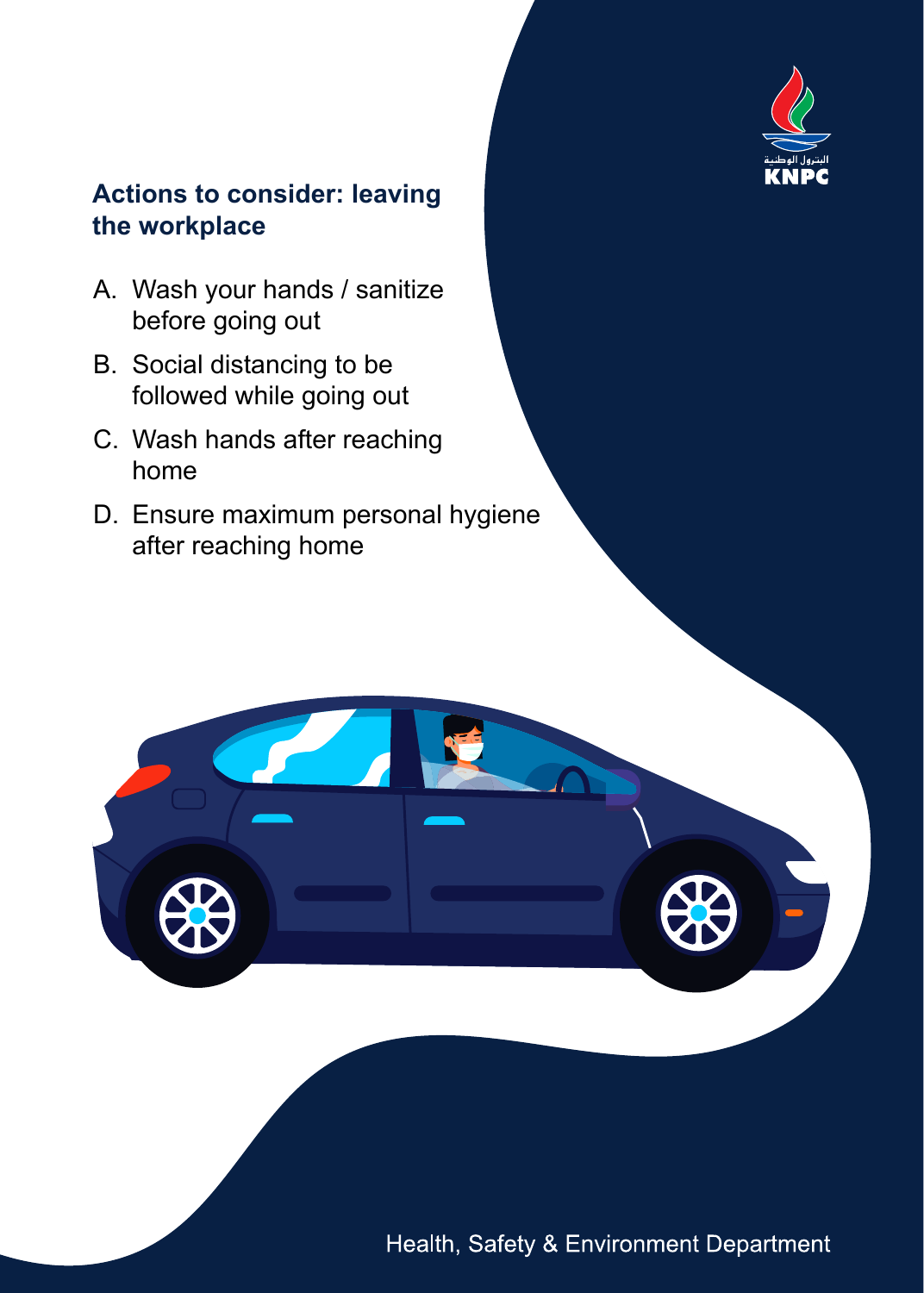## Actions to consider: leaving the workplace

A. Wash your hands / sanitize before going out

B. Social distancing to be followed while going out

C. Wash hands after reaching home

D. Ensure maximum personal hygiene after reaching home

Health, Safety & Environment Department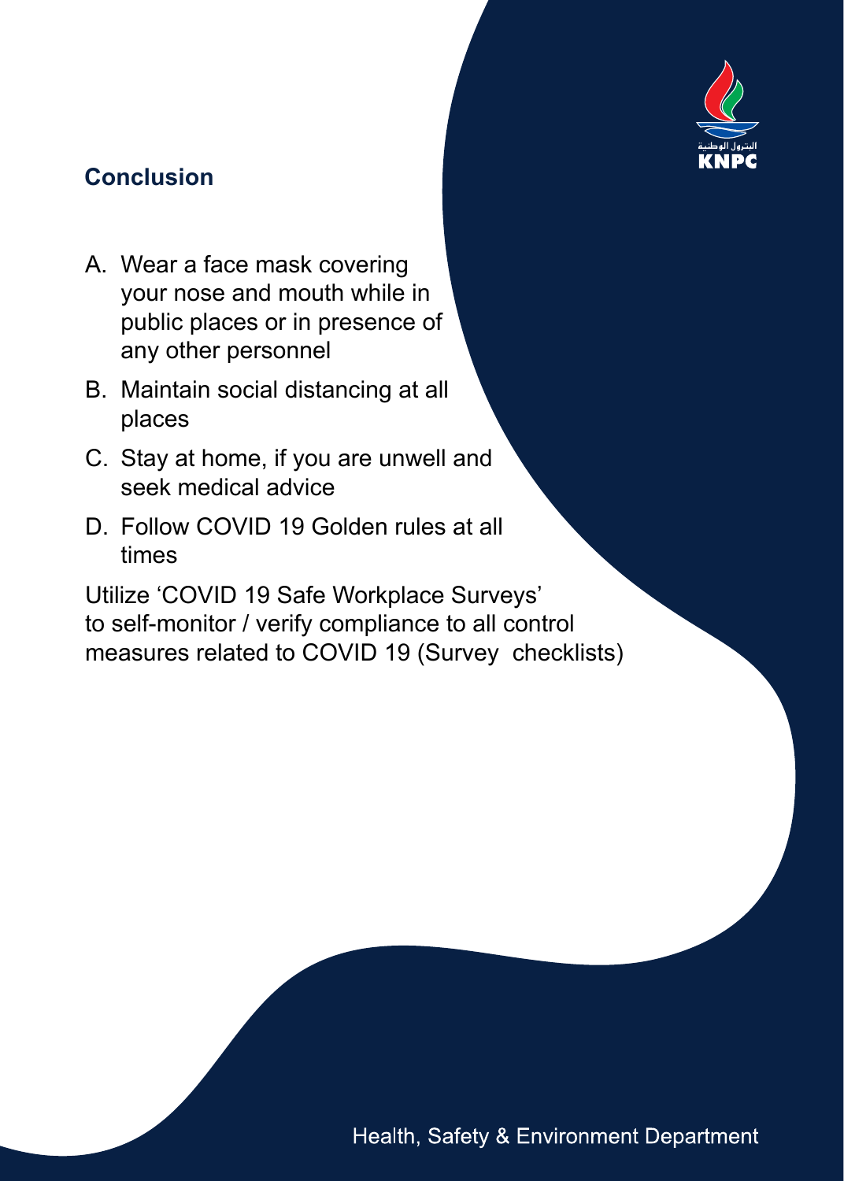## Conclusion

A. Wear a face mask covering your nose and mouth while in public places or in presence of any other personnel
B. Maintain social distancing at all places
C. Stay at home, if you are unwell and seek medical advice
D. Follow COVID 19 Golden rules at all times

Utilize 'COVID 19 Safe Workplace Surveys' to self-monitor / verify compliance to all control measures related to COVID 19 (Survey checklists)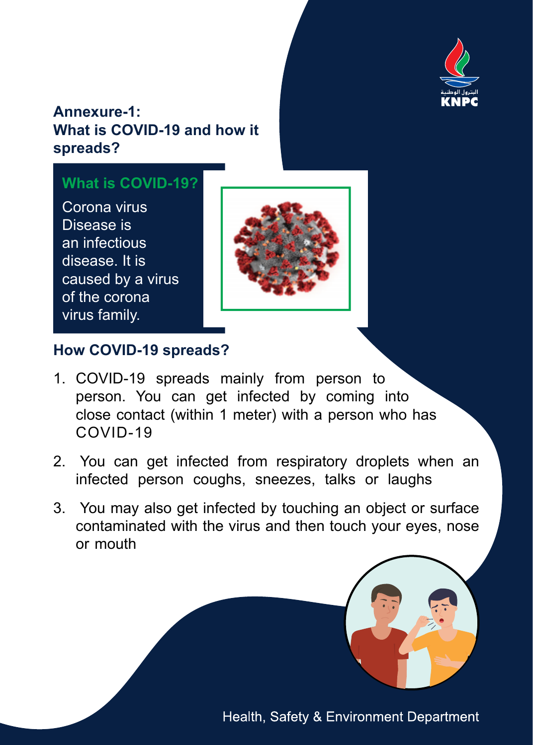## Annexure-1: What is COVID-19 and how it spreads?

### What is COVID-19?

Corona virus Disease is an infectious disease. It is caused by a virus of the corona virus family.

### How COVID-19 spreads?

1. COVID-19 spreads mainly from person to person. You can get infected by coming into close contact (within 1 meter) with a person who has COVID-19
2. You can get infected from respiratory droplets when an infected person coughs, sneezes, talks or laughs
3. You may also get infected by touching an object or surface contaminated with the virus and then touch your eyes, nose or mouth

Health, Safety & Environment Department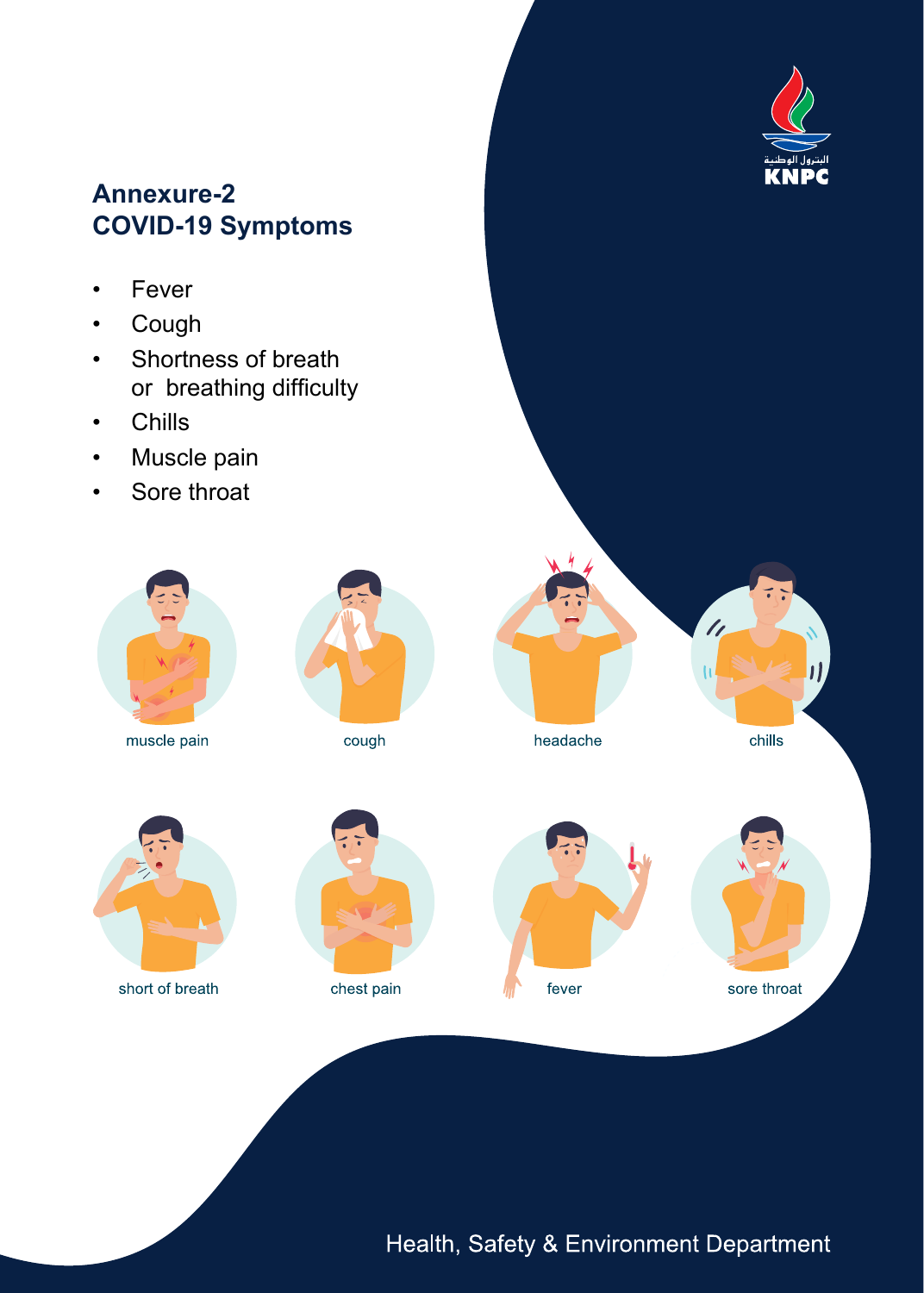## Annexure-2
## COVID-19 Symptoms

- Fever
- Cough
- Shortness of breath or breathing difficulty
- Chills
- Muscle pain
- Sore throat

muscle pain

cough

headache

chills

short of breath

chest pain

fever

sore throat

Health, Safety & Environment Department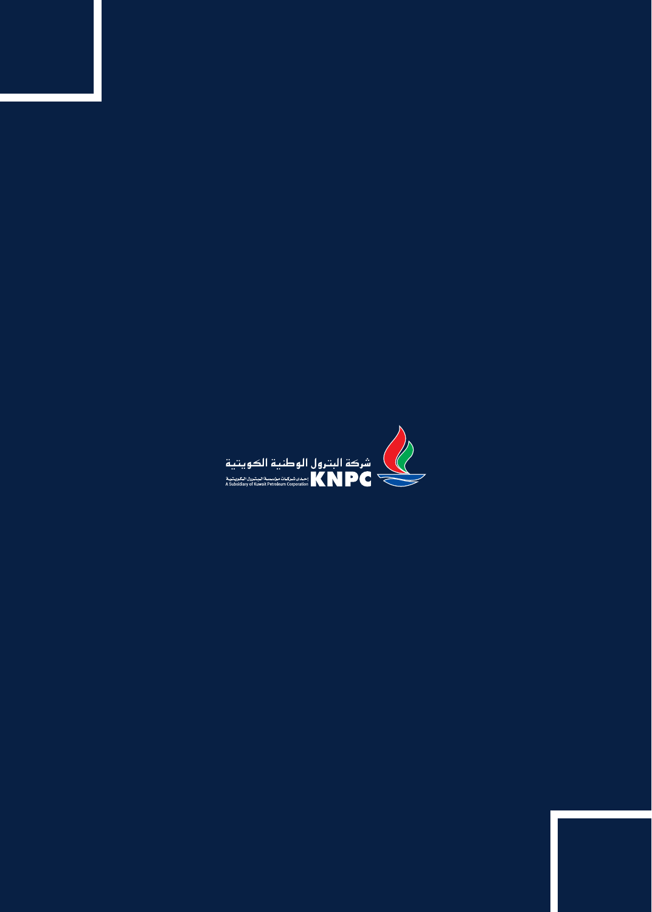شركة البترول الوطنية الكويتية

KNPC

إحدى شركات مؤسسة البترول الكويتية

A Subsidiary of Kuwait Petroleum Corporation